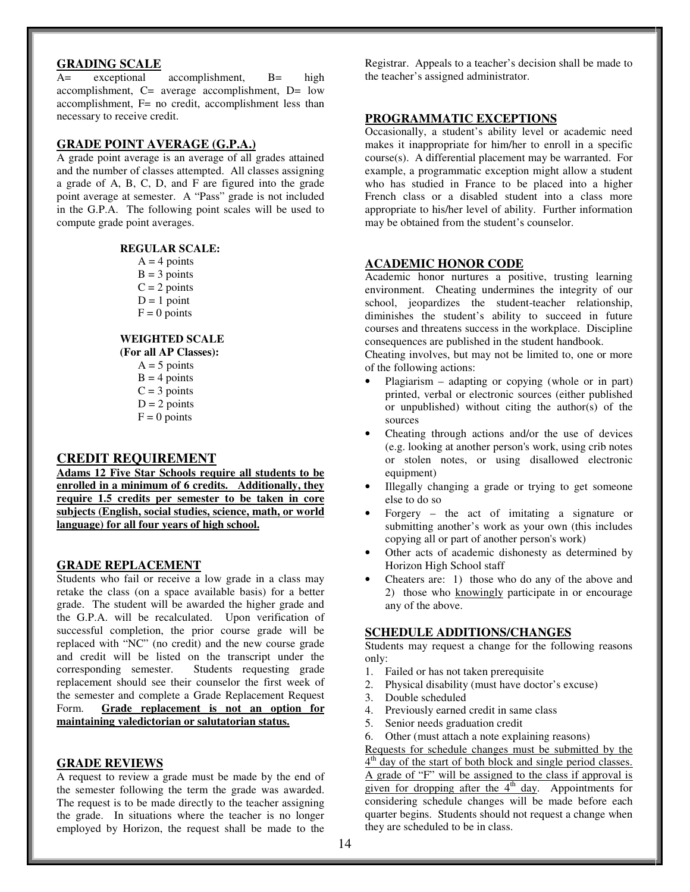## GRADING SCALE

A= exceptional accomplishment, B= high accomplishment, C= average accomplishment, D= low accomplishment, F= no credit, accomplishment less than necessary to receive credit.

## GRADE POINT AVERAGE (G.P.A.)

A grade point average is an average of all grades attained and the number of classes attempted. All classes assigning a grade of A, B, C, D, and F are figured into the grade point average at semester. A "Pass" grade is not included in the G.P.A. The following point scales will be used to compute grade point averages.

**REGULAR SCALE:**

A = 4 points
B = 3 points
C = 2 points
D = 1 point
F = 0 points

**WEIGHTED SCALE**
**(For all AP Classes):**

A = 5 points
B = 4 points
C = 3 points
D = 2 points
F = 0 points

## CREDIT REQUIREMENT

**Adams 12 Five Star Schools require all students to be enrolled in a minimum of 6 credits. Additionally, they require 1.5 credits per semester to be taken in core subjects (English, social studies, science, math, or world language) for all four years of high school.**

## GRADE REPLACEMENT

Students who fail or receive a low grade in a class may retake the class (on a space available basis) for a better grade. The student will be awarded the higher grade and the G.P.A. will be recalculated. Upon verification of successful completion, the prior course grade will be replaced with "NC" (no credit) and the new course grade and credit will be listed on the transcript under the corresponding semester. Students requesting grade replacement should see their counselor the first week of the semester and complete a Grade Replacement Request Form. **Grade replacement is not an option for maintaining valedictorian or salutatorian status.**

## GRADE REVIEWS

A request to review a grade must be made by the end of the semester following the term the grade was awarded. The request is to be made directly to the teacher assigning the grade. In situations where the teacher is no longer employed by Horizon, the request shall be made to the Registrar. Appeals to a teacher's decision shall be made to the teacher's assigned administrator.

## PROGRAMMATIC EXCEPTIONS

Occasionally, a student's ability level or academic need makes it inappropriate for him/her to enroll in a specific course(s). A differential placement may be warranted. For example, a programmatic exception might allow a student who has studied in France to be placed into a higher French class or a disabled student into a class more appropriate to his/her level of ability. Further information may be obtained from the student's counselor.

## ACADEMIC HONOR CODE

Academic honor nurtures a positive, trusting learning environment. Cheating undermines the integrity of our school, jeopardizes the student-teacher relationship, diminishes the student's ability to succeed in future courses and threatens success in the workplace. Discipline consequences are published in the student handbook.

Cheating involves, but may not be limited to, one or more of the following actions:

- Plagiarism – adapting or copying (whole or in part) printed, verbal or electronic sources (either published or unpublished) without citing the author(s) of the sources
- Cheating through actions and/or the use of devices (e.g. looking at another person's work, using crib notes or stolen notes, or using disallowed electronic equipment)
- Illegally changing a grade or trying to get someone else to do so
- Forgery – the act of imitating a signature or submitting another's work as your own (this includes copying all or part of another person's work)
- Other acts of academic dishonesty as determined by Horizon High School staff
- Cheaters are: 1) those who do any of the above and 2) those who knowingly participate in or encourage any of the above.

## SCHEDULE ADDITIONS/CHANGES

Students may request a change for the following reasons only:

1. Failed or has not taken prerequisite
2. Physical disability (must have doctor's excuse)
3. Double scheduled
4. Previously earned credit in same class
5. Senior needs graduation credit
6. Other (must attach a note explaining reasons)

Requests for schedule changes must be submitted by the 4th day of the start of both block and single period classes. A grade of "F" will be assigned to the class if approval is given for dropping after the 4th day. Appointments for considering schedule changes will be made before each quarter begins. Students should not request a change when they are scheduled to be in class.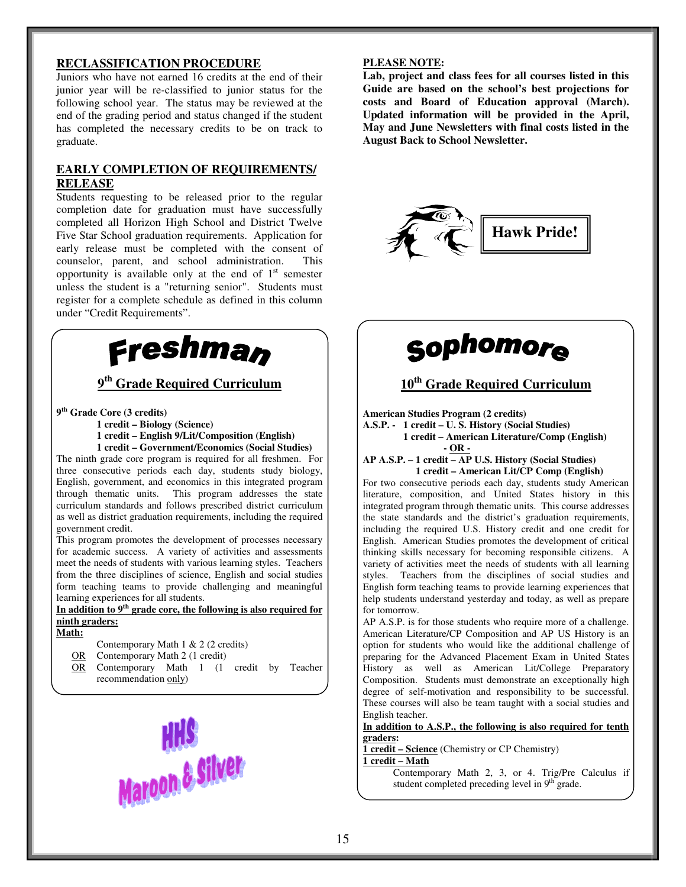## RECLASSIFICATION PROCEDURE

Juniors who have not earned 16 credits at the end of their junior year will be re-classified to junior status for the following school year. The status may be reviewed at the end of the grading period and status changed if the student has completed the necessary credits to be on track to graduate.

## EARLY COMPLETION OF REQUIREMENTS/ RELEASE

Students requesting to be released prior to the regular completion date for graduation must have successfully completed all Horizon High School and District Twelve Five Star School graduation requirements. Application for early release must be completed with the consent of counselor, parent, and school administration. This opportunity is available only at the end of 1st semester unless the student is a "returning senior". Students must register for a complete schedule as defined in this column under "Credit Requirements".

# Freshman

## 9th Grade Required Curriculum

**9th Grade Core (3 credits)**

**1 credit – Biology (Science)**
**1 credit – English 9/Lit/Composition (English)**
**1 credit – Government/Economics (Social Studies)**

The ninth grade core program is required for all freshmen. For three consecutive periods each day, students study biology, English, government, and economics in this integrated program through thematic units. This program addresses the state curriculum standards and follows prescribed district curriculum as well as district graduation requirements, including the required government credit.

This program promotes the development of processes necessary for academic success. A variety of activities and assessments meet the needs of students with various learning styles. Teachers from the three disciplines of science, English and social studies form teaching teams to provide challenging and meaningful learning experiences for all students.

**In addition to 9th grade core, the following is also required for ninth graders:**

**Math:**

Contemporary Math 1 & 2 (2 credits)
OR Contemporary Math 2 (1 credit)
OR Contemporary Math 1 (1 credit by Teacher recommendation only)

HHS Maroon & Silver

**PLEASE NOTE:**

**Lab, project and class fees for all courses listed in this Guide are based on the school's best projections for costs and Board of Education approval (March). Updated information will be provided in the April, May and June Newsletters with final costs listed in the August Back to School Newsletter.**

**Hawk Pride!**

# Sophomore

## 10th Grade Required Curriculum

**American Studies Program (2 credits)**

**A.S.P. - 1 credit – U. S. History (Social Studies)**
**1 credit – American Literature/Comp (English)**
**- OR -**
**AP A.S.P. – 1 credit – AP U.S. History (Social Studies)**
**1 credit – American Lit/CP Comp (English)**

For two consecutive periods each day, students study American literature, composition, and United States history in this integrated program through thematic units. This course addresses the state standards and the district's graduation requirements, including the required U.S. History credit and one credit for English. American Studies promotes the development of critical thinking skills necessary for becoming responsible citizens. A variety of activities meet the needs of students with all learning styles. Teachers from the disciplines of social studies and English form teaching teams to provide learning experiences that help students understand yesterday and today, as well as prepare for tomorrow.

AP A.S.P. is for those students who require more of a challenge. American Literature/CP Composition and AP US History is an option for students who would like the additional challenge of preparing for the Advanced Placement Exam in United States History as well as American Lit/College Preparatory Composition. Students must demonstrate an exceptionally high degree of self-motivation and responsibility to be successful. These courses will also be team taught with a social studies and English teacher.

**In addition to A.S.P., the following is also required for tenth graders:**

**1 credit – Science** (Chemistry or CP Chemistry)

**1 credit – Math**

Contemporary Math 2, 3, or 4. Trig/Pre Calculus if student completed preceding level in 9th grade.